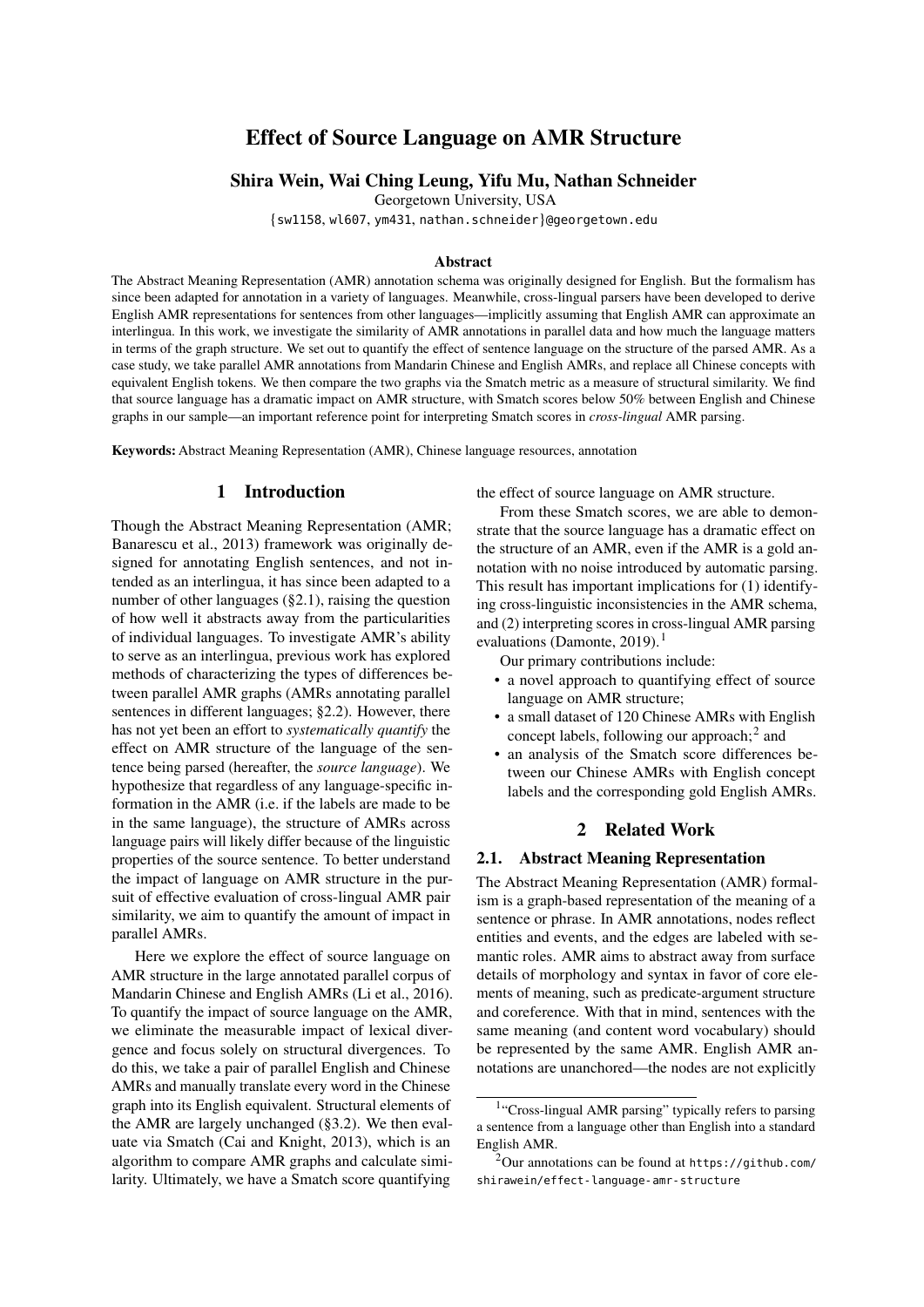# Effect of Source Language on AMR Structure

**Shira Wein, Wai Ching Leung, Yifu Mu, Nathan Schneider**

Georgetown University, USA

{sw1158, wl607, ym431, nathan.schneider}@georgetown.edu

### Abstract

The Abstract Meaning Representation (AMR) annotation schema was originally designed for English. But the formalism has since been adapted for annotation in a variety of languages. Meanwhile, cross-lingual parsers have been developed to derive English AMR representations for sentences from other languages—implicitly assuming that English AMR can approximate an interlingua. In this work, we investigate the similarity of AMR annotations in parallel data and how much the language matters in terms of the graph structure. We set out to quantify the effect of sentence language on the structure of the parsed AMR. As a case study, we take parallel AMR annotations from Mandarin Chinese and English AMRs, and replace all Chinese concepts with equivalent English tokens. We then compare the two graphs via the Smatch metric as a measure of structural similarity. We find that source language has a dramatic impact on AMR structure, with Smatch scores below 50% between English and Chinese graphs in our sample—an important reference point for interpreting Smatch scores in *cross-lingual* AMR parsing.

**Keywords:** Abstract Meaning Representation (AMR), Chinese language resources, annotation

## 1 Introduction

Though the Abstract Meaning Representation (AMR; Banarescu et al., 2013) framework was originally designed for annotating English sentences, and not intended as an interlingua, it has since been adapted to a number of other languages (§2.1), raising the question of how well it abstracts away from the particularities of individual languages. To investigate AMR's ability to serve as an interlingua, previous work has explored methods of characterizing the types of differences between parallel AMR graphs (AMRs annotating parallel sentences in different languages; §2.2). However, there has not yet been an effort to *systematically quantify* the effect on AMR structure of the language of the sentence being parsed (hereafter, the *source language*). We hypothesize that regardless of any language-specific information in the AMR (i.e. if the labels are made to be in the same language), the structure of AMRs across language pairs will likely differ because of the linguistic properties of the source sentence. To better understand the impact of language on AMR structure in the pursuit of effective evaluation of cross-lingual AMR pair similarity, we aim to quantify the amount of impact in parallel AMRs.

Here we explore the effect of source language on AMR structure in the large annotated parallel corpus of Mandarin Chinese and English AMRs (Li et al., 2016). To quantify the impact of source language on the AMR, we eliminate the measurable impact of lexical divergence and focus solely on structural divergences. To do this, we take a pair of parallel English and Chinese AMRs and manually translate every word in the Chinese graph into its English equivalent. Structural elements of the AMR are largely unchanged (§3.2). We then evaluate via Smatch (Cai and Knight, 2013), which is an algorithm to compare AMR graphs and calculate similarity. Ultimately, we have a Smatch score quantifying the effect of source language on AMR structure.

From these Smatch scores, we are able to demonstrate that the source language has a dramatic effect on the structure of an AMR, even if the AMR is a gold annotation with no noise introduced by automatic parsing. This result has important implications for (1) identifying cross-linguistic inconsistencies in the AMR schema, and (2) interpreting scores in cross-lingual AMR parsing evaluations (Damonte, 2019).[1]

Our primary contributions include:

- a novel approach to quantifying effect of source language on AMR structure;
- a small dataset of 120 Chinese AMRs with English concept labels, following our approach;[2] and
- an analysis of the Smatch score differences between our Chinese AMRs with English concept labels and the corresponding gold English AMRs.

## 2 Related Work

### 2.1. Abstract Meaning Representation

The Abstract Meaning Representation (AMR) formalism is a graph-based representation of the meaning of a sentence or phrase. In AMR annotations, nodes reflect entities and events, and the edges are labeled with semantic roles. AMR aims to abstract away from surface details of morphology and syntax in favor of core elements of meaning, such as predicate-argument structure and coreference. With that in mind, sentences with the same meaning (and content word vocabulary) should be represented by the same AMR. English AMR annotations are unanchored—the nodes are not explicitly

[1] "Cross-lingual AMR parsing" typically refers to parsing a sentence from a language other than English into a standard English AMR.

[2] Our annotations can be found at https://github.com/shirawein/effect-language-amr-structure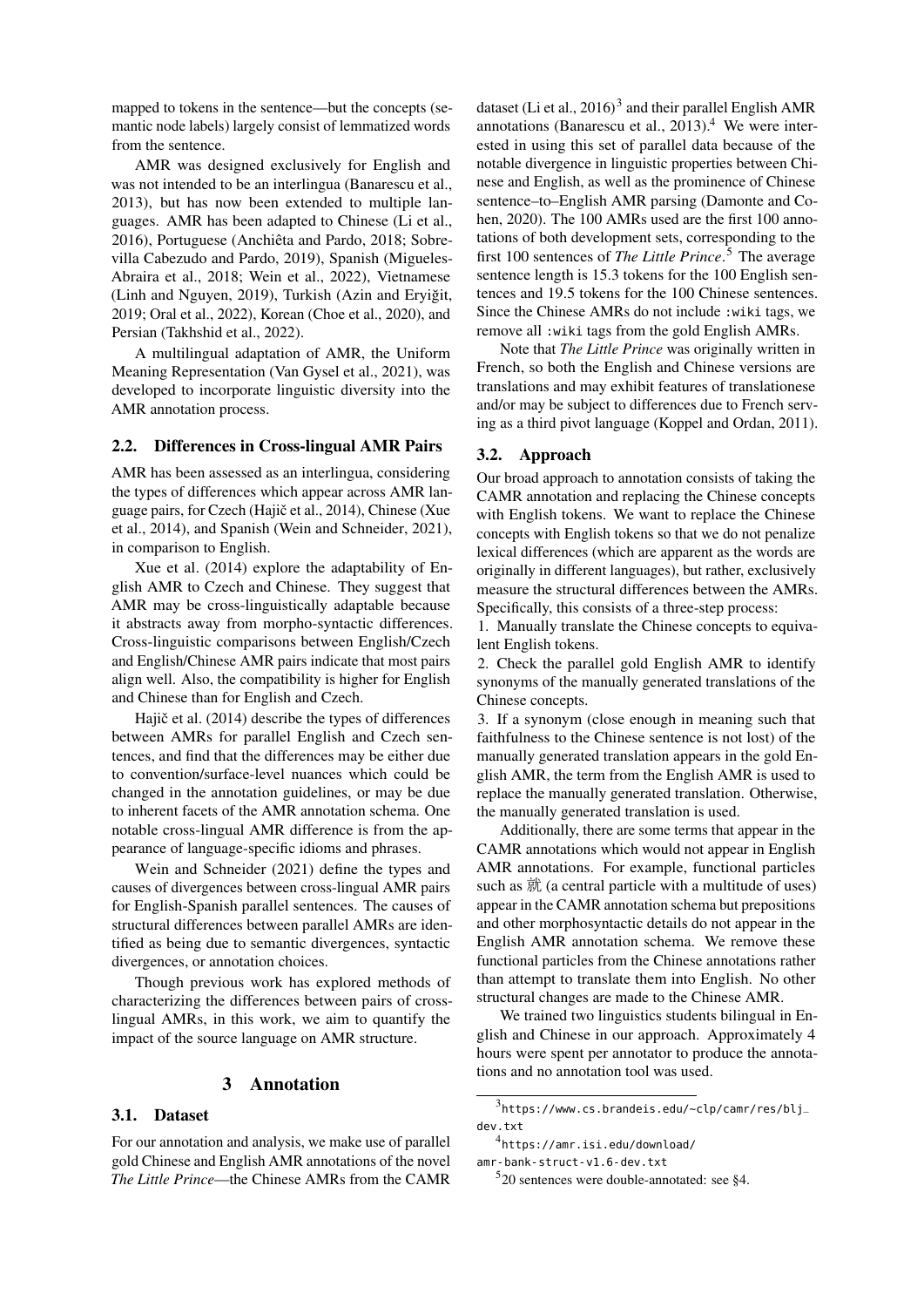mapped to tokens in the sentence—but the concepts (semantic node labels) largely consist of lemmatized words from the sentence.

AMR was designed exclusively for English and was not intended to be an interlingua (Banarescu et al., 2013), but has now been extended to multiple languages. AMR has been adapted to Chinese (Li et al., 2016), Portuguese (Anchiêta and Pardo, 2018; Sobrevilla Cabezudo and Pardo, 2019), Spanish (Migueles-Abraira et al., 2018; Wein et al., 2022), Vietnamese (Linh and Nguyen, 2019), Turkish (Azin and Eryiğit, 2019; Oral et al., 2022), Korean (Choe et al., 2020), and Persian (Takhshid et al., 2022).

A multilingual adaptation of AMR, the Uniform Meaning Representation (Van Gysel et al., 2021), was developed to incorporate linguistic diversity into the AMR annotation process.

### 2.2. Differences in Cross-lingual AMR Pairs

AMR has been assessed as an interlingua, considering the types of differences which appear across AMR language pairs, for Czech (Hajič et al., 2014), Chinese (Xue et al., 2014), and Spanish (Wein and Schneider, 2021), in comparison to English.

Xue et al. (2014) explore the adaptability of English AMR to Czech and Chinese. They suggest that AMR may be cross-linguistically adaptable because it abstracts away from morpho-syntactic differences. Cross-linguistic comparisons between English/Czech and English/Chinese AMR pairs indicate that most pairs align well. Also, the compatibility is higher for English and Chinese than for English and Czech.

Hajič et al. (2014) describe the types of differences between AMRs for parallel English and Czech sentences, and find that the differences may be either due to convention/surface-level nuances which could be changed in the annotation guidelines, or may be due to inherent facets of the AMR annotation schema. One notable cross-lingual AMR difference is from the appearance of language-specific idioms and phrases.

Wein and Schneider (2021) define the types and causes of divergences between cross-lingual AMR pairs for English-Spanish parallel sentences. The causes of structural differences between parallel AMRs are identified as being due to semantic divergences, syntactic divergences, or annotation choices.

Though previous work has explored methods of characterizing the differences between pairs of cross-lingual AMRs, in this work, we aim to quantify the impact of the source language on AMR structure.

## 3 Annotation

### 3.1. Dataset

For our annotation and analysis, we make use of parallel gold Chinese and English AMR annotations of the novel *The Little Prince*—the Chinese AMRs from the CAMR dataset (Li et al., 2016)[3] and their parallel English AMR annotations (Banarescu et al., 2013).[4] We were interested in using this set of parallel data because of the notable divergence in linguistic properties between Chinese and English, as well as the prominence of Chinese sentence–to–English AMR parsing (Damonte and Cohen, 2020). The 100 AMRs used are the first 100 annotations of both development sets, corresponding to the first 100 sentences of *The Little Prince*.[5] The average sentence length is 15.3 tokens for the 100 English sentences and 19.5 tokens for the 100 Chinese sentences. Since the Chinese AMRs do not include `:wiki` tags, we remove all `:wiki` tags from the gold English AMRs.

Note that *The Little Prince* was originally written in French, so both the English and Chinese versions are translations and may exhibit features of translationese and/or may be subject to differences due to French serving as a third pivot language (Koppel and Ordan, 2011).

### 3.2. Approach

Our broad approach to annotation consists of taking the CAMR annotation and replacing the Chinese concepts with English tokens. We want to replace the Chinese concepts with English tokens so that we do not penalize lexical differences (which are apparent as the words are originally in different languages), but rather, exclusively measure the structural differences between the AMRs. Specifically, this consists of a three-step process:

1. Manually translate the Chinese concepts to equivalent English tokens.
2. Check the parallel gold English AMR to identify synonyms of the manually generated translations of the Chinese concepts.
3. If a synonym (close enough in meaning such that faithfulness to the Chinese sentence is not lost) of the manually generated translation appears in the gold English AMR, the term from the English AMR is used to replace the manually generated translation. Otherwise, the manually generated translation is used.

Additionally, there are some terms that appear in the CAMR annotations which would not appear in English AMR annotations. For example, functional particles such as 就 (a central particle with a multitude of uses) appear in the CAMR annotation schema but prepositions and other morphosyntactic details do not appear in the English AMR annotation schema. We remove these functional particles from the Chinese annotations rather than attempt to translate them into English. No other structural changes are made to the Chinese AMR.

We trained two linguistics students bilingual in English and Chinese in our approach. Approximately 4 hours were spent per annotator to produce the annotations and no annotation tool was used.

[3] https://www.cs.brandeis.edu/~clp/camr/res/blj_dev.txt

[4] https://amr.isi.edu/download/amr-bank-struct-v1.6-dev.txt

[5] 20 sentences were double-annotated: see §4.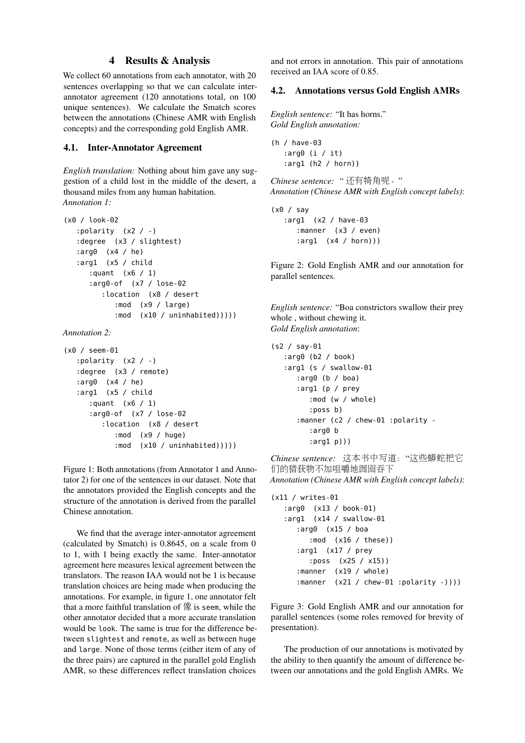## 4 Results & Analysis

We collect 60 annotations from each annotator, with 20 sentences overlapping so that we can calculate inter-annotator agreement (120 annotations total, on 100 unique sentences). We calculate the Smatch scores between the annotations (Chinese AMR with English concepts) and the corresponding gold English AMR.

### 4.1. Inter-Annotator Agreement

*English translation:* Nothing about him gave any suggestion of a child lost in the middle of the desert, a thousand miles from any human habitation.
*Annotation 1:*

```
(x0 / look-02
   :polarity  (x2 / -)
   :degree  (x3 / slightest)
   :arg0  (x4 / he)
   :arg1  (x5 / child
      :quant  (x6 / 1)
      :arg0-of  (x7 / lose-02
         :location  (x8 / desert
            :mod  (x9 / large)
            :mod  (x10 / uninhabited)))))
```

*Annotation 2:*

```
(x0 / seem-01
   :polarity  (x2 / -)
   :degree  (x3 / remote)
   :arg0  (x4 / he)
   :arg1  (x5 / child
      :quant  (x6 / 1)
      :arg0-of  (x7 / lose-02
         :location  (x8 / desert
            :mod  (x9 / huge)
            :mod  (x10 / uninhabited)))))
```

Figure 1: Both annotations (from Annotator 1 and Annotator 2) for one of the sentences in our dataset. Note that the annotators provided the English concepts and the structure of the annotation is derived from the parallel Chinese annotation.

We find that the average inter-annotator agreement (calculated by Smatch) is 0.8645, on a scale from 0 to 1, with 1 being exactly the same. Inter-annotator agreement here measures lexical agreement between the translators. The reason IAA would not be 1 is because translation choices are being made when producing the annotations. For example, in figure 1, one annotator felt that a more faithful translation of 像 is `seem`, while the other annotator decided that a more accurate translation would be `look`. The same is true for the difference between `slightest` and `remote`, as well as between `huge` and `large`. None of those terms (either item of any of the three pairs) are captured in the parallel gold English AMR, so these differences reflect translation choices and not errors in annotation. This pair of annotations received an IAA score of 0.85.

### 4.2. Annotations versus Gold English AMRs

*English sentence:* "It has horns."
*Gold English annotation:*

```
(h / have-03
   :arg0 (i / it)
   :arg1 (h2 / horn))
```

*Chinese sentence:* "还有犄角呢。"
*Annotation (Chinese AMR with English concept labels)*:

```
(x0 / say
   :arg1  (x2 / have-03
      :manner  (x3 / even)
      :arg1  (x4 / horn)))
```

Figure 2: Gold English AMR and our annotation for parallel sentences.

*English sentence:* "Boa constrictors swallow their prey whole , without chewing it.
*Gold English annotation*:

```
(s2 / say-01
   :arg0 (b2 / book)
   :arg1 (s / swallow-01
      :arg0 (b / boa)
      :arg1 (p / prey
         :mod (w / whole)
         :poss b)
      :manner (c2 / chew-01 :polarity -
         :arg0 b
         :arg1 p)))
```

*Chinese sentence:* 这本书中写道: "这些蟒蛇把它们的猎获物不加咀嚼地囫囵吞下
*Annotation (Chinese AMR with English concept labels)*:

```
(x11 / writes-01
   :arg0  (x13 / book-01)
   :arg1  (x14 / swallow-01
      :arg0  (x15 / boa
         :mod  (x16 / these))
      :arg1  (x17 / prey
         :poss  (x25 / x15))
      :manner  (x19 / whole)
      :manner  (x21 / chew-01 :polarity -))))
```

Figure 3: Gold English AMR and our annotation for parallel sentences (some roles removed for brevity of presentation).

The production of our annotations is motivated by the ability to then quantify the amount of difference between our annotations and the gold English AMRs. We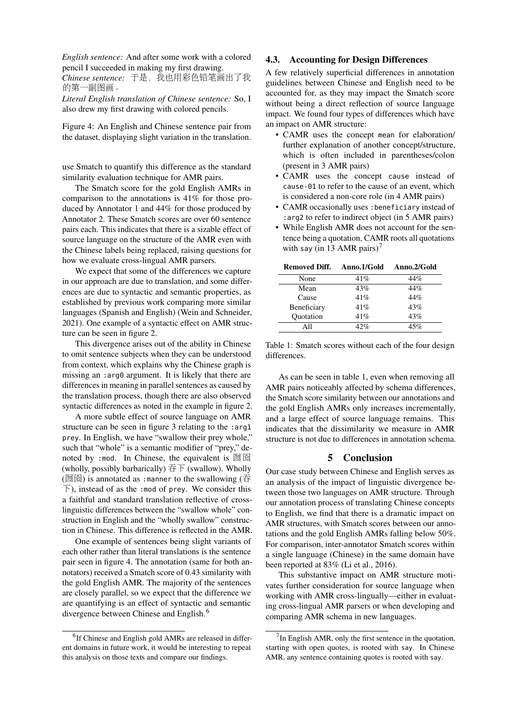*English sentence:* And after some work with a colored pencil I succeeded in making my first drawing.
*Chinese sentence:* 于是，我也用彩色铅笔画出了我的第一副图画。
*Literal English translation of Chinese sentence:* So, I also drew my first drawing with colored pencils.

Figure 4: An English and Chinese sentence pair from the dataset, displaying slight variation in the translation.

use Smatch to quantify this difference as the standard similarity evaluation technique for AMR pairs.

The Smatch score for the gold English AMRs in comparison to the annotations is 41% for those produced by Annotator 1 and 44% for those produced by Annotator 2. These Smatch scores are over 60 sentence pairs each. This indicates that there is a sizable effect of source language on the structure of the AMR even with the Chinese labels being replaced, raising questions for how we evaluate cross-lingual AMR parsers.

We expect that some of the differences we capture in our approach are due to translation, and some differences are due to syntactic and semantic properties, as established by previous work comparing more similar languages (Spanish and English) (Wein and Schneider, 2021). One example of a syntactic effect on AMR structure can be seen in figure 2.

This divergence arises out of the ability in Chinese to omit sentence subjects when they can be understood from context, which explains why the Chinese graph is missing an `:arg0` argument. It is likely that there are differences in meaning in parallel sentences as caused by the translation process, though there are also observed syntactic differences as noted in the example in figure 2.

A more subtle effect of source language on AMR structure can be seen in figure 3 relating to the `:arg1 prey`. In English, we have "swallow their prey whole," such that "whole" is a semantic modifier of "prey," denoted by `:mod`. In Chinese, the equivalent is 囫囵 (wholly, possibly barbarically) 吞下 (swallow). Wholly (囫囵) is annotated as `:manner` to the swallowing (吞下), instead of as the `:mod` of `prey`. We consider this a faithful and standard translation reflective of cross-linguistic differences between the "swallow whole" construction in English and the "wholly swallow" construction in Chinese. This difference is reflected in the AMR.

One example of sentences being slight variants of each other rather than literal translations is the sentence pair seen in figure 4. The annotation (same for both annotators) received a Smatch score of 0.43 similarity with the gold English AMR. The majority of the sentences are closely parallel, so we expect that the difference we are quantifying is an effect of syntactic and semantic divergence between Chinese and English.[6]

[6] If Chinese and English gold AMRs are released in different domains in future work, it would be interesting to repeat this analysis on those texts and compare our findings.

### 4.3. Accounting for Design Differences

A few relatively superficial differences in annotation guidelines between Chinese and English need to be accounted for, as they may impact the Smatch score without being a direct reflection of source language impact. We found four types of differences which have an impact on AMR structure:

- CAMR uses the concept `mean` for elaboration/further explanation of another concept/structure, which is often included in parentheses/colon (present in 3 AMR pairs)
- CAMR uses the concept `cause` instead of `cause-01` to refer to the cause of an event, which is considered a non-core role (in 4 AMR pairs)
- CAMR occasionally uses `:beneficiary` instead of `:arg2` to refer to indirect object (in 5 AMR pairs)
- While English AMR does not account for the sentence being a quotation, CAMR roots all quotations with `say` (in 13 AMR pairs)[7]

| Removed Diff. | Anno.1/Gold | Anno.2/Gold |
|---|---|---|
| None | 41% | 44% |
| Mean | 43% | 44% |
| Cause | 41% | 44% |
| Beneficiary | 41% | 43% |
| Quotation | 41% | 43% |
| All | 42% | 45% |

Table 1: Smatch scores without each of the four design differences.

As can be seen in table 1, even when removing all AMR pairs noticeably affected by schema differences, the Smatch score similarity between our annotations and the gold English AMRs only increases incrementally, and a large effect of source language remains. This indicates that the dissimilarity we measure in AMR structure is not due to differences in annotation schema.

## 5 Conclusion

Our case study between Chinese and English serves as an analysis of the impact of linguistic divergence between those two languages on AMR structure. Through our annotation process of translating Chinese concepts to English, we find that there is a dramatic impact on AMR structures, with Smatch scores between our annotations and the gold English AMRs falling below 50%. For comparison, inter-annotator Smatch scores within a single language (Chinese) in the same domain have been reported at 83% (Li et al., 2016).

This substantive impact on AMR structure motivates further consideration for source language when working with AMR cross-lingually—either in evaluating cross-lingual AMR parsers or when developing and comparing AMR schema in new languages.

[7] In English AMR, only the first sentence in the quotation, starting with open quotes, is rooted with `say`. In Chinese AMR, any sentence containing quotes is rooted with `say`.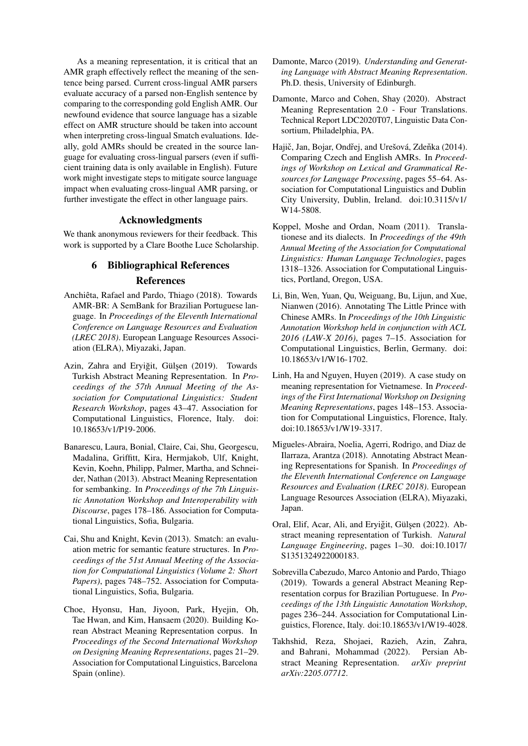As a meaning representation, it is critical that an AMR graph effectively reflect the meaning of the sentence being parsed. Current cross-lingual AMR parsers evaluate accuracy of a parsed non-English sentence by comparing to the corresponding gold English AMR. Our newfound evidence that source language has a sizable effect on AMR structure should be taken into account when interpreting cross-lingual Smatch evaluations. Ideally, gold AMRs should be created in the source language for evaluating cross-lingual parsers (even if sufficient training data is only available in English). Future work might investigate steps to mitigate source language impact when evaluating cross-lingual AMR parsing, or further investigate the effect in other language pairs.

### Acknowledgments

We thank anonymous reviewers for their feedback. This work is supported by a Clare Boothe Luce Scholarship.

## 6 Bibliographical References

### References

Anchiêta, Rafael and Pardo, Thiago (2018). Towards AMR-BR: A SemBank for Brazilian Portuguese language. In *Proceedings of the Eleventh International Conference on Language Resources and Evaluation (LREC 2018)*. European Language Resources Association (ELRA), Miyazaki, Japan.

Azin, Zahra and Eryiğit, Gülşen (2019). Towards Turkish Abstract Meaning Representation. In *Proceedings of the 57th Annual Meeting of the Association for Computational Linguistics: Student Research Workshop*, pages 43–47. Association for Computational Linguistics, Florence, Italy. doi: 10.18653/v1/P19-2006.

Banarescu, Laura, Bonial, Claire, Cai, Shu, Georgescu, Madalina, Griffitt, Kira, Hermjakob, Ulf, Knight, Kevin, Koehn, Philipp, Palmer, Martha, and Schneider, Nathan (2013). Abstract Meaning Representation for sembanking. In *Proceedings of the 7th Linguistic Annotation Workshop and Interoperability with Discourse*, pages 178–186. Association for Computational Linguistics, Sofia, Bulgaria.

Cai, Shu and Knight, Kevin (2013). Smatch: an evaluation metric for semantic feature structures. In *Proceedings of the 51st Annual Meeting of the Association for Computational Linguistics (Volume 2: Short Papers)*, pages 748–752. Association for Computational Linguistics, Sofia, Bulgaria.

Choe, Hyonsu, Han, Jiyoon, Park, Hyejin, Oh, Tae Hwan, and Kim, Hansaem (2020). Building Korean Abstract Meaning Representation corpus. In *Proceedings of the Second International Workshop on Designing Meaning Representations*, pages 21–29. Association for Computational Linguistics, Barcelona Spain (online).

Damonte, Marco (2019). *Understanding and Generating Language with Abstract Meaning Representation*. Ph.D. thesis, University of Edinburgh.

Damonte, Marco and Cohen, Shay (2020). Abstract Meaning Representation 2.0 - Four Translations. Technical Report LDC2020T07, Linguistic Data Consortium, Philadelphia, PA.

Hajič, Jan, Bojar, Ondřej, and Urešová, Zdeňka (2014). Comparing Czech and English AMRs. In *Proceedings of Workshop on Lexical and Grammatical Resources for Language Processing*, pages 55–64. Association for Computational Linguistics and Dublin City University, Dublin, Ireland. doi:10.3115/v1/W14-5808.

Koppel, Moshe and Ordan, Noam (2011). Translationese and its dialects. In *Proceedings of the 49th Annual Meeting of the Association for Computational Linguistics: Human Language Technologies*, pages 1318–1326. Association for Computational Linguistics, Portland, Oregon, USA.

Li, Bin, Wen, Yuan, Qu, Weiguang, Bu, Lijun, and Xue, Nianwen (2016). Annotating The Little Prince with Chinese AMRs. In *Proceedings of the 10th Linguistic Annotation Workshop held in conjunction with ACL 2016 (LAW-X 2016)*, pages 7–15. Association for Computational Linguistics, Berlin, Germany. doi: 10.18653/v1/W16-1702.

Linh, Ha and Nguyen, Huyen (2019). A case study on meaning representation for Vietnamese. In *Proceedings of the First International Workshop on Designing Meaning Representations*, pages 148–153. Association for Computational Linguistics, Florence, Italy. doi:10.18653/v1/W19-3317.

Migueles-Abraira, Noelia, Agerri, Rodrigo, and Diaz de Ilarraza, Arantza (2018). Annotating Abstract Meaning Representations for Spanish. In *Proceedings of the Eleventh International Conference on Language Resources and Evaluation (LREC 2018)*. European Language Resources Association (ELRA), Miyazaki, Japan.

Oral, Elif, Acar, Ali, and Eryiğit, Gülşen (2022). Abstract meaning representation of Turkish. *Natural Language Engineering*, pages 1–30. doi:10.1017/S1351324922000183.

Sobrevilla Cabezudo, Marco Antonio and Pardo, Thiago (2019). Towards a general Abstract Meaning Representation corpus for Brazilian Portuguese. In *Proceedings of the 13th Linguistic Annotation Workshop*, pages 236–244. Association for Computational Linguistics, Florence, Italy. doi:10.18653/v1/W19-4028.

Takhshid, Reza, Shojaei, Razieh, Azin, Zahra, and Bahrani, Mohammad (2022). Persian Abstract Meaning Representation. *arXiv preprint arXiv:2205.07712*.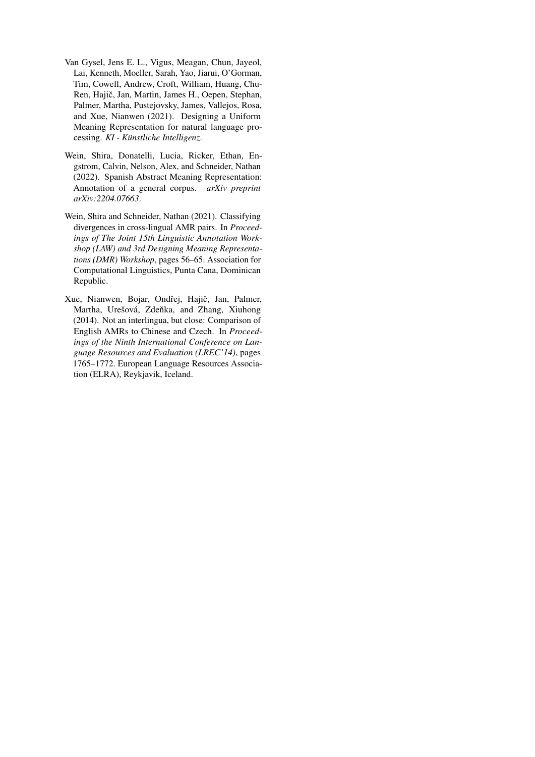Van Gysel, Jens E. L., Vigus, Meagan, Chun, Jayeol, Lai, Kenneth, Moeller, Sarah, Yao, Jiarui, O'Gorman, Tim, Cowell, Andrew, Croft, William, Huang, Chu-Ren, Hajič, Jan, Martin, James H., Oepen, Stephan, Palmer, Martha, Pustejovsky, James, Vallejos, Rosa, and Xue, Nianwen (2021). Designing a Uniform Meaning Representation for natural language processing. *KI - Künstliche Intelligenz*.

Wein, Shira, Donatelli, Lucia, Ricker, Ethan, Engstrom, Calvin, Nelson, Alex, and Schneider, Nathan (2022). Spanish Abstract Meaning Representation: Annotation of a general corpus. *arXiv preprint arXiv:2204.07663*.

Wein, Shira and Schneider, Nathan (2021). Classifying divergences in cross-lingual AMR pairs. In *Proceedings of The Joint 15th Linguistic Annotation Workshop (LAW) and 3rd Designing Meaning Representations (DMR) Workshop*, pages 56–65. Association for Computational Linguistics, Punta Cana, Dominican Republic.

Xue, Nianwen, Bojar, Ondřej, Hajič, Jan, Palmer, Martha, Urešová, Zdeňka, and Zhang, Xiuhong (2014). Not an interlingua, but close: Comparison of English AMRs to Chinese and Czech. In *Proceedings of the Ninth International Conference on Language Resources and Evaluation (LREC'14)*, pages 1765–1772. European Language Resources Association (ELRA), Reykjavik, Iceland.